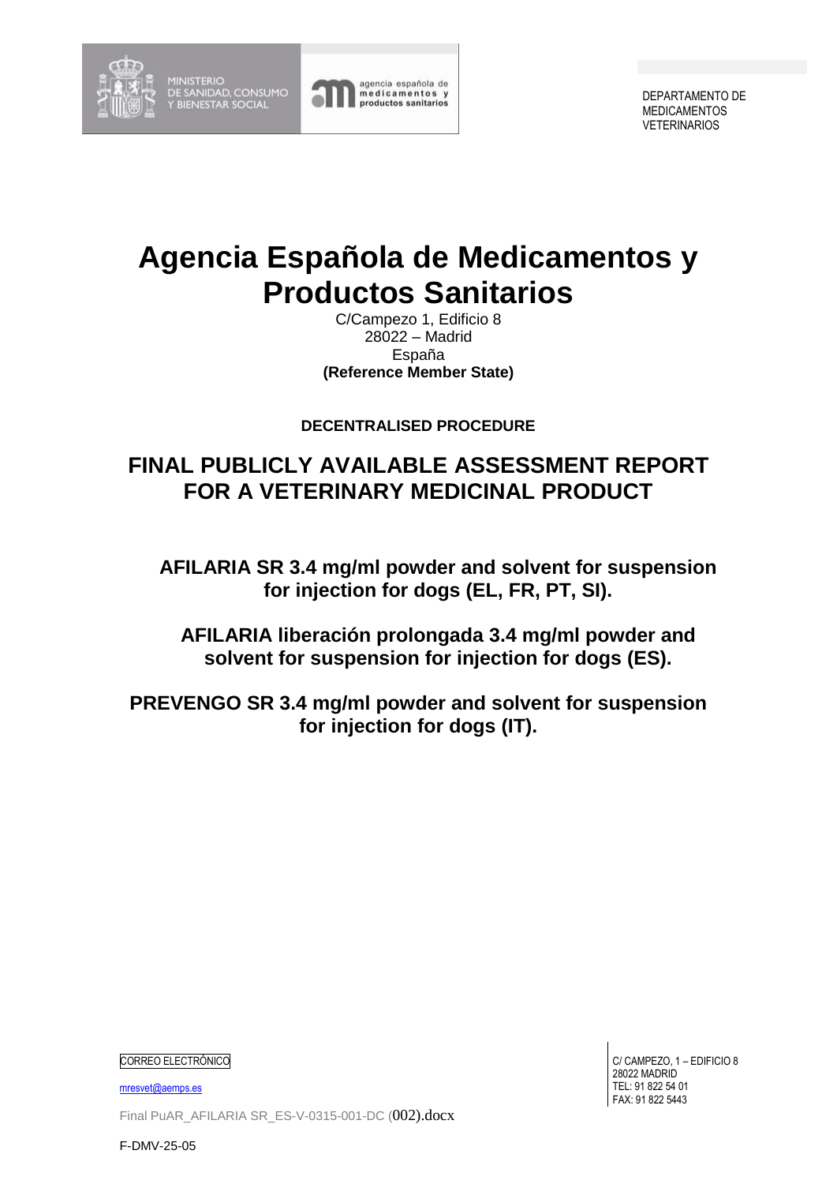MINISTERIO DE SANIDAD, CONSUMO Y BIENESTAR SOCIAL

agencia española de medicamentos y productos sanitarios

DEPARTAMENTO DE MEDICAMENTOS VETERINARIOS

# Agencia Española de Medicamentos y Productos Sanitarios

C/Campezo 1, Edificio 8
28022 – Madrid
España
**(Reference Member State)**

**DECENTRALISED PROCEDURE**

## FINAL PUBLICLY AVAILABLE ASSESSMENT REPORT FOR A VETERINARY MEDICINAL PRODUCT

**AFILARIA SR 3.4 mg/ml powder and solvent for suspension for injection for dogs (EL, FR, PT, SI).**

**AFILARIA liberación prolongada 3.4 mg/ml powder and solvent for suspension for injection for dogs (ES).**

**PREVENGO SR 3.4 mg/ml powder and solvent for suspension for injection for dogs (IT).**

CORREO ELECTRÓNICO

mresvet@aemps.es

C/ CAMPEZO, 1 – EDIFICIO 8
28022 MADRID
TEL: 91 822 54 01
FAX: 91 822 5443

Final PuAR_AFILARIA SR_ES-V-0315-001-DC (002).docx

F-DMV-25-05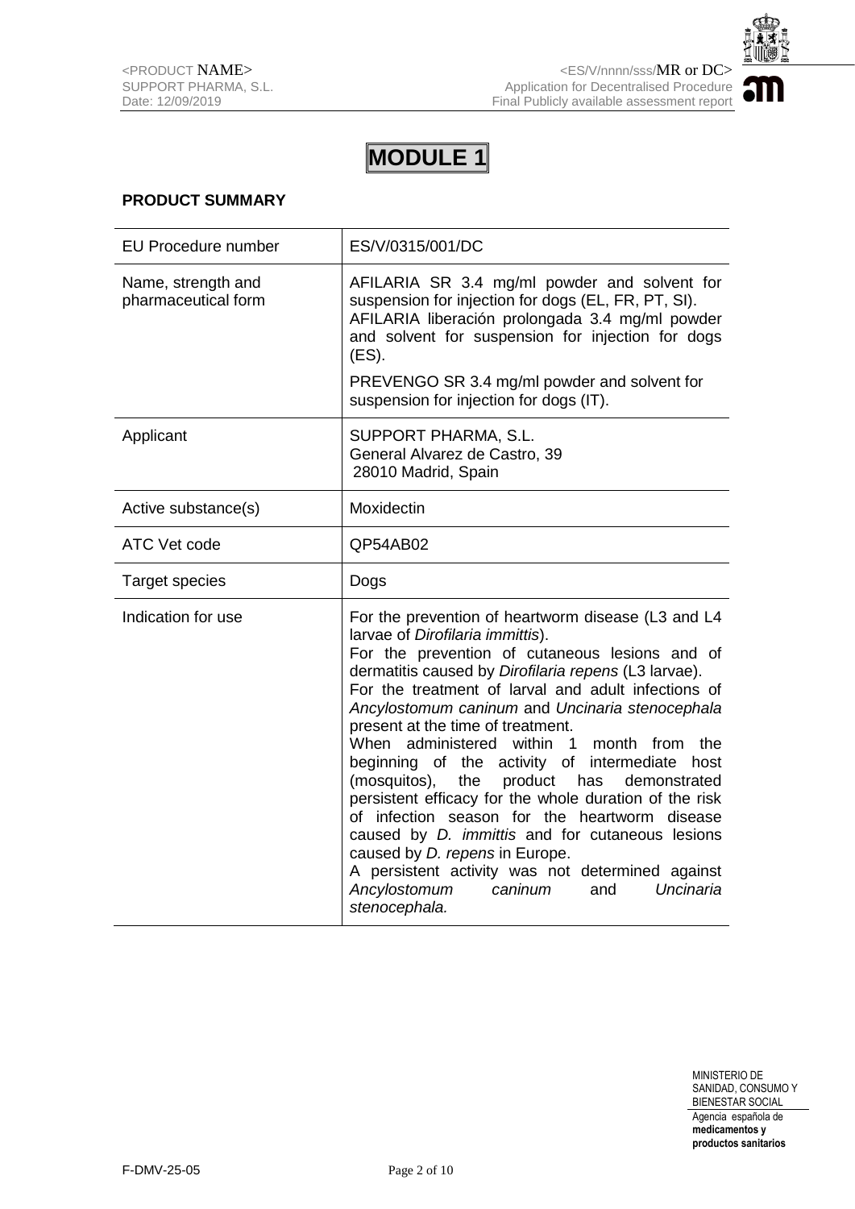# MODULE 1

**PRODUCT SUMMARY**

| | |
|---|---|
| EU Procedure number | ES/V/0315/001/DC |
| Name, strength and pharmaceutical form | AFILARIA SR 3.4 mg/ml powder and solvent for suspension for injection for dogs (EL, FR, PT, SI).<br>AFILARIA liberación prolongada 3.4 mg/ml powder and solvent for suspension for injection for dogs (ES).<br><br>PREVENGO SR 3.4 mg/ml powder and solvent for suspension for injection for dogs (IT). |
| Applicant | SUPPORT PHARMA, S.L.<br>General Alvarez de Castro, 39<br>28010 Madrid, Spain |
| Active substance(s) | Moxidectin |
| ATC Vet code | QP54AB02 |
| Target species | Dogs |
| Indication for use | For the prevention of heartworm disease (L3 and L4 larvae of *Dirofilaria immittis*).<br>For the prevention of cutaneous lesions and of dermatitis caused by *Dirofilaria repens* (L3 larvae).<br>For the treatment of larval and adult infections of *Ancylostomum caninum* and *Uncinaria stenocephala* present at the time of treatment.<br>When administered within 1 month from the beginning of the activity of intermediate host (mosquitos), the product has demonstrated persistent efficacy for the whole duration of the risk of infection season for the heartworm disease caused by *D. immittis* and for cutaneous lesions caused by *D. repens* in Europe.<br>A persistent activity was not determined against *Ancylostomum caninum* and *Uncinaria stenocephala.* |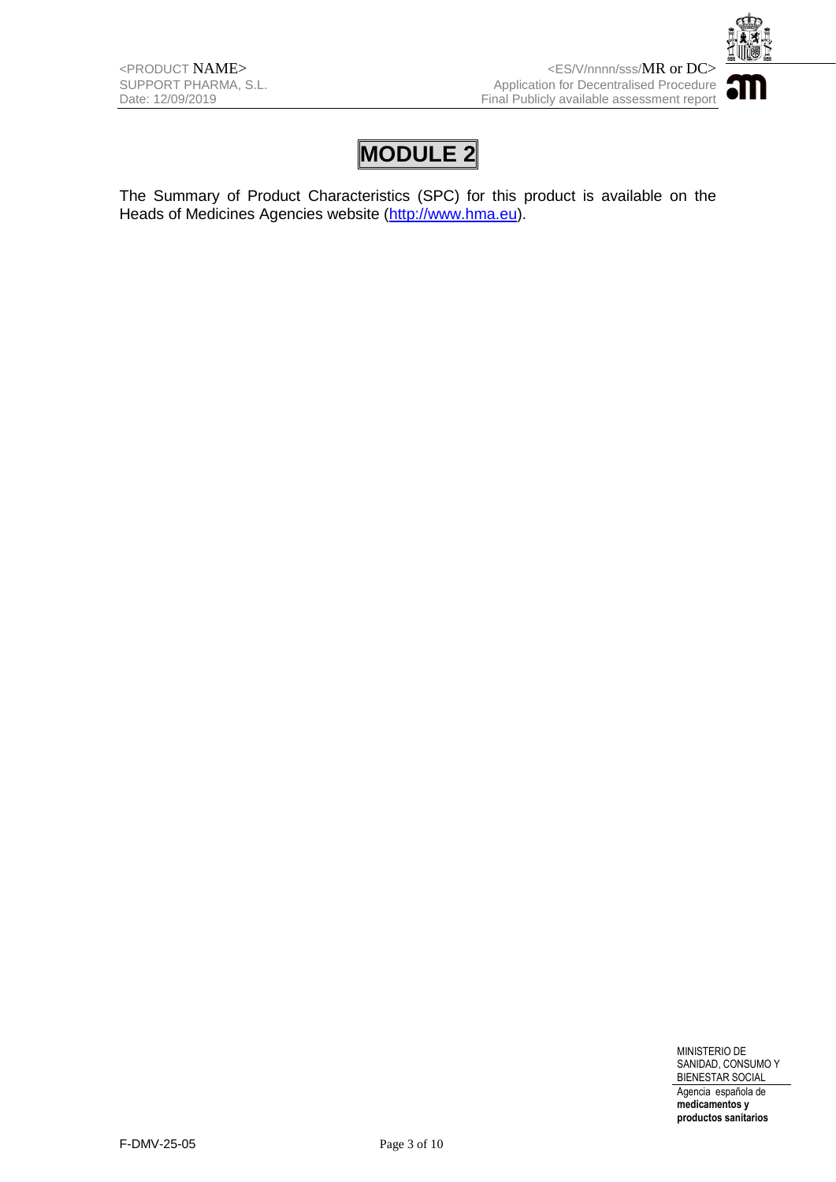# MODULE 2

The Summary of Product Characteristics (SPC) for this product is available on the Heads of Medicines Agencies website (http://www.hma.eu).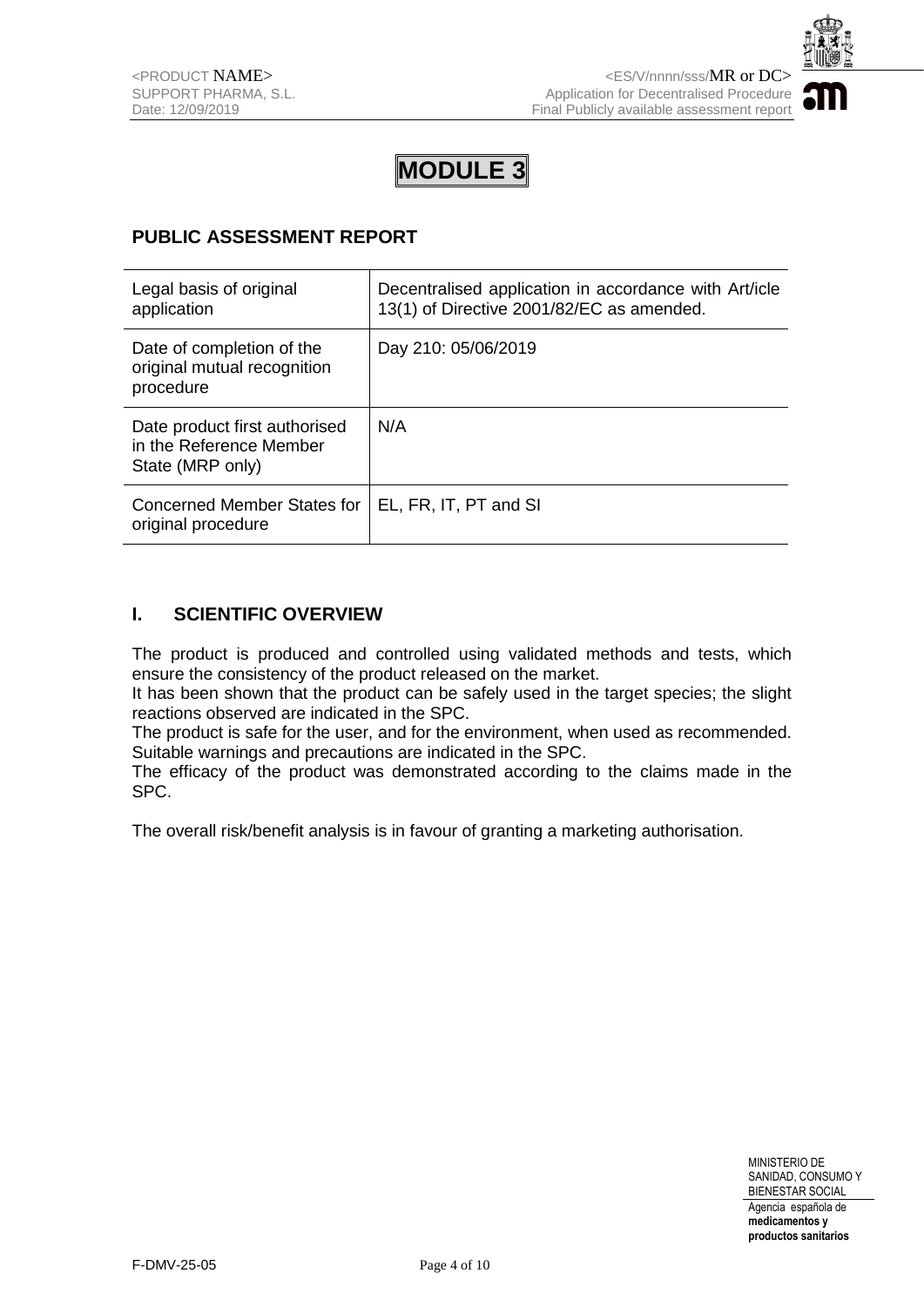# MODULE 3

## PUBLIC ASSESSMENT REPORT

| | |
|---|---|
| Legal basis of original application | Decentralised application in accordance with Art/icle 13(1) of Directive 2001/82/EC as amended. |
| Date of completion of the original mutual recognition procedure | Day 210: 05/06/2019 |
| Date product first authorised in the Reference Member State (MRP only) | N/A |
| Concerned Member States for original procedure | EL, FR, IT, PT and SI |

## I. SCIENTIFIC OVERVIEW

The product is produced and controlled using validated methods and tests, which ensure the consistency of the product released on the market.
It has been shown that the product can be safely used in the target species; the slight reactions observed are indicated in the SPC.
The product is safe for the user, and for the environment, when used as recommended. Suitable warnings and precautions are indicated in the SPC.
The efficacy of the product was demonstrated according to the claims made in the SPC.

The overall risk/benefit analysis is in favour of granting a marketing authorisation.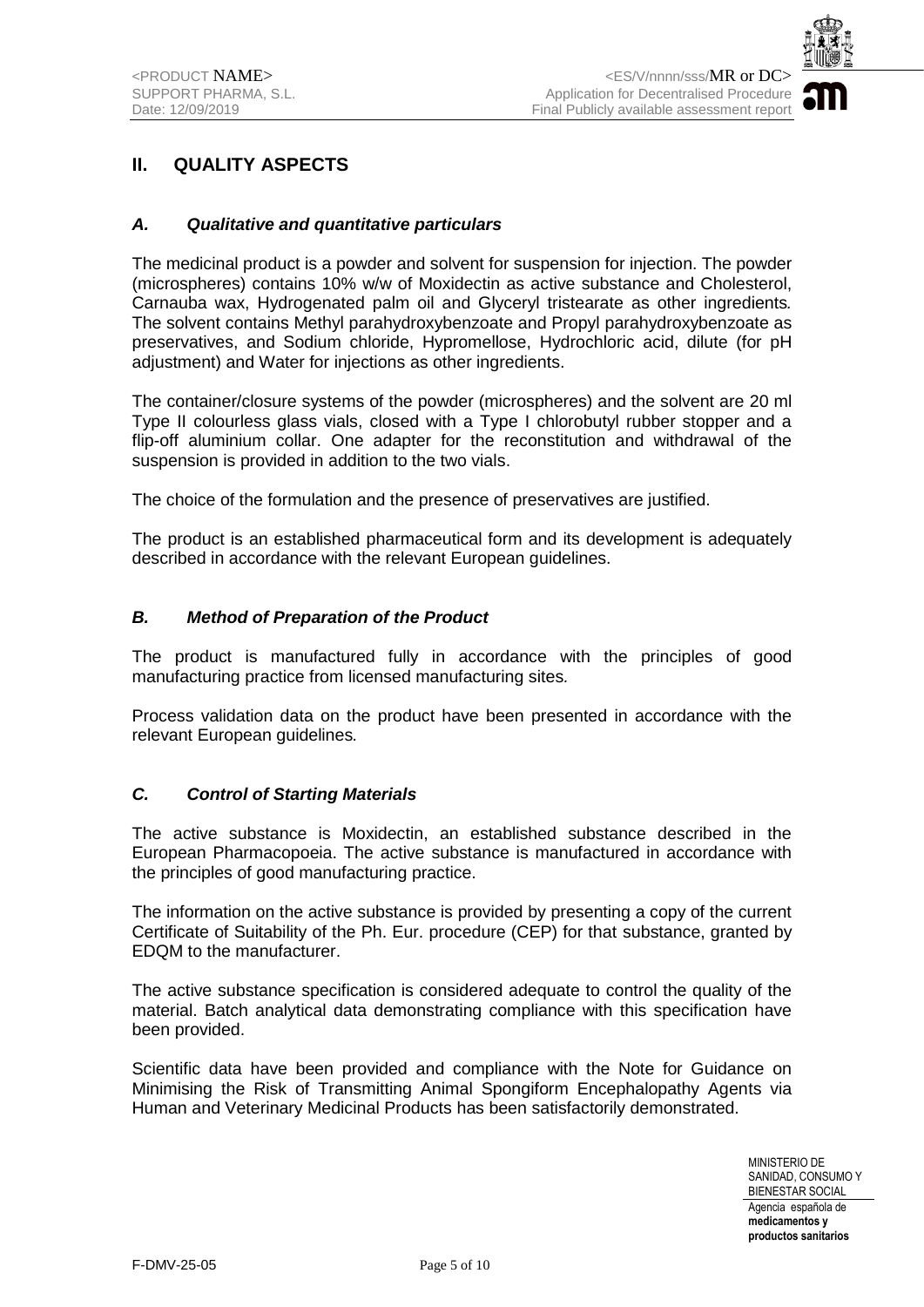## II. QUALITY ASPECTS

### *A. Qualitative and quantitative particulars*

The medicinal product is a powder and solvent for suspension for injection. The powder (microspheres) contains 10% w/w of Moxidectin as active substance and Cholesterol, Carnauba wax, Hydrogenated palm oil and Glyceryl tristearate as other ingredients. The solvent contains Methyl parahydroxybenzoate and Propyl parahydroxybenzoate as preservatives, and Sodium chloride, Hypromellose, Hydrochloric acid, dilute (for pH adjustment) and Water for injections as other ingredients.

The container/closure systems of the powder (microspheres) and the solvent are 20 ml Type II colourless glass vials, closed with a Type I chlorobutyl rubber stopper and a flip-off aluminium collar. One adapter for the reconstitution and withdrawal of the suspension is provided in addition to the two vials.

The choice of the formulation and the presence of preservatives are justified.

The product is an established pharmaceutical form and its development is adequately described in accordance with the relevant European guidelines.

### *B. Method of Preparation of the Product*

The product is manufactured fully in accordance with the principles of good manufacturing practice from licensed manufacturing sites.

Process validation data on the product have been presented in accordance with the relevant European guidelines.

### *C. Control of Starting Materials*

The active substance is Moxidectin, an established substance described in the European Pharmacopoeia. The active substance is manufactured in accordance with the principles of good manufacturing practice.

The information on the active substance is provided by presenting a copy of the current Certificate of Suitability of the Ph. Eur. procedure (CEP) for that substance, granted by EDQM to the manufacturer.

The active substance specification is considered adequate to control the quality of the material. Batch analytical data demonstrating compliance with this specification have been provided.

Scientific data have been provided and compliance with the Note for Guidance on Minimising the Risk of Transmitting Animal Spongiform Encephalopathy Agents via Human and Veterinary Medicinal Products has been satisfactorily demonstrated.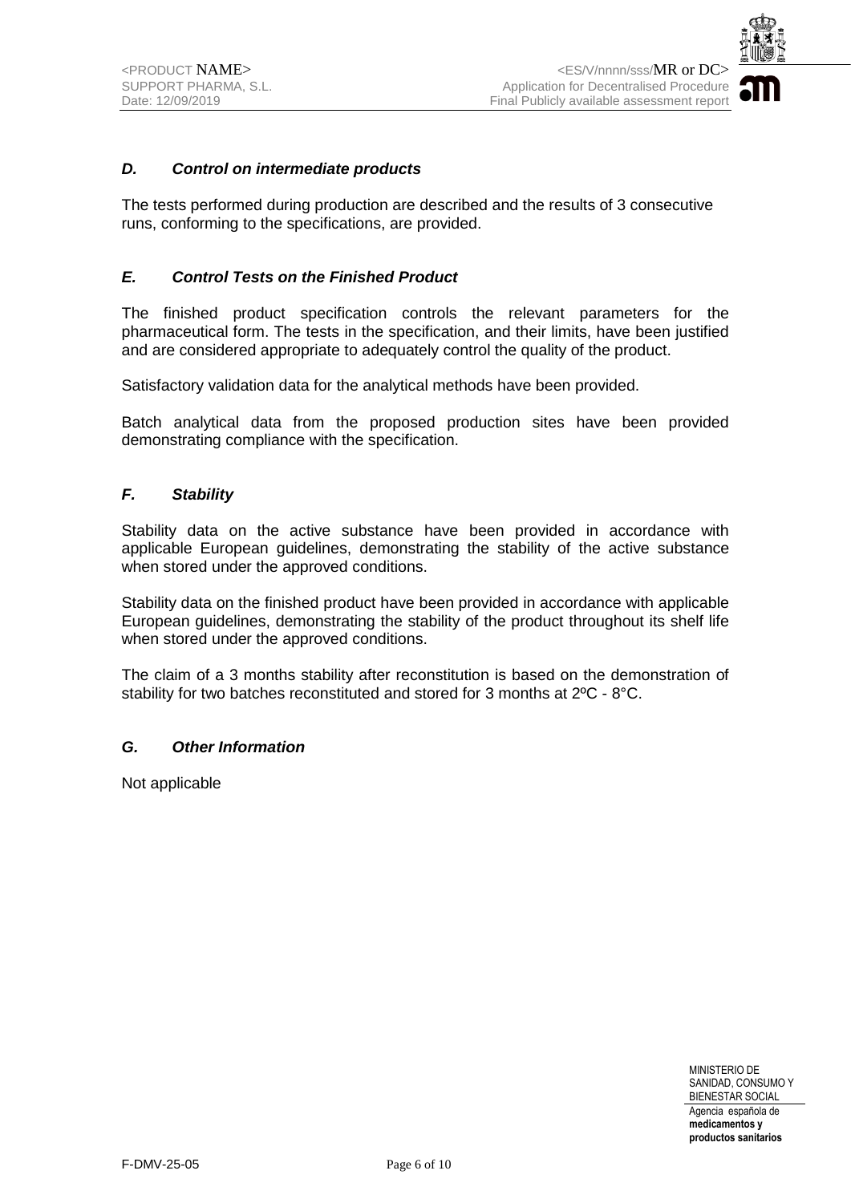### *D. Control on intermediate products*

The tests performed during production are described and the results of 3 consecutive runs, conforming to the specifications, are provided.

### *E. Control Tests on the Finished Product*

The finished product specification controls the relevant parameters for the pharmaceutical form. The tests in the specification, and their limits, have been justified and are considered appropriate to adequately control the quality of the product.

Satisfactory validation data for the analytical methods have been provided.

Batch analytical data from the proposed production sites have been provided demonstrating compliance with the specification.

### *F. Stability*

Stability data on the active substance have been provided in accordance with applicable European guidelines, demonstrating the stability of the active substance when stored under the approved conditions.

Stability data on the finished product have been provided in accordance with applicable European guidelines, demonstrating the stability of the product throughout its shelf life when stored under the approved conditions.

The claim of a 3 months stability after reconstitution is based on the demonstration of stability for two batches reconstituted and stored for 3 months at 2ºC - 8°C.

### *G. Other Information*

Not applicable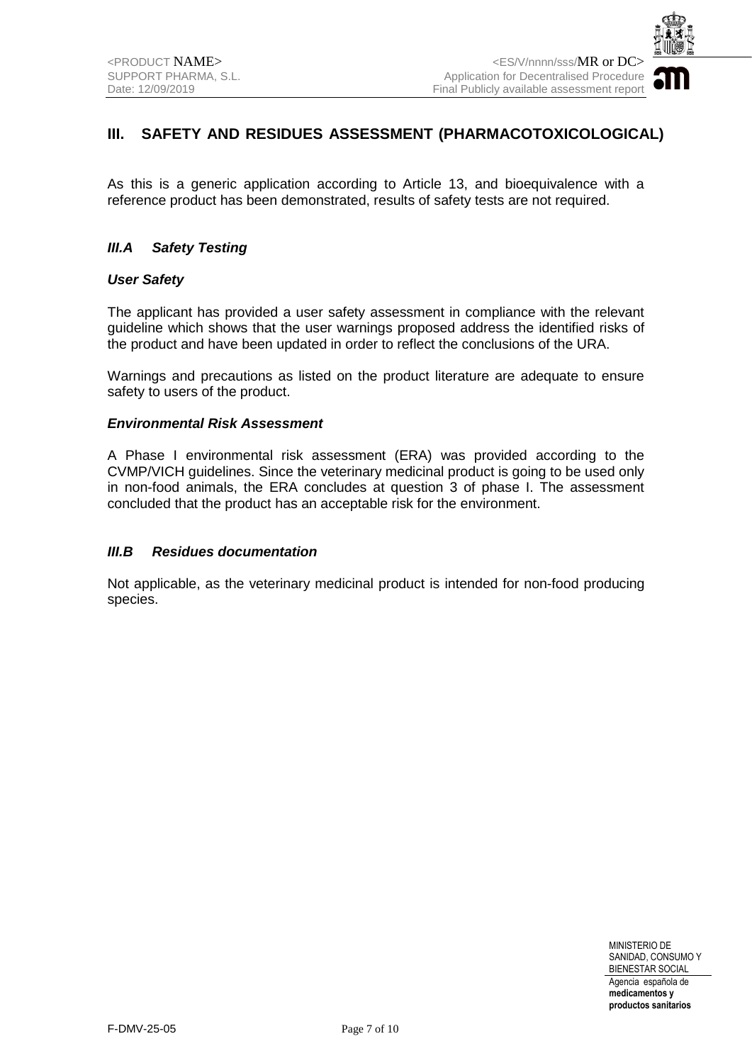## III. SAFETY AND RESIDUES ASSESSMENT (PHARMACOTOXICOLOGICAL)

As this is a generic application according to Article 13, and bioequivalence with a reference product has been demonstrated, results of safety tests are not required.

### *III.A Safety Testing*

#### *User Safety*

The applicant has provided a user safety assessment in compliance with the relevant guideline which shows that the user warnings proposed address the identified risks of the product and have been updated in order to reflect the conclusions of the URA.

Warnings and precautions as listed on the product literature are adequate to ensure safety to users of the product.

#### *Environmental Risk Assessment*

A Phase I environmental risk assessment (ERA) was provided according to the CVMP/VICH guidelines. Since the veterinary medicinal product is going to be used only in non-food animals, the ERA concludes at question 3 of phase I. The assessment concluded that the product has an acceptable risk for the environment.

### *III.B Residues documentation*

Not applicable, as the veterinary medicinal product is intended for non-food producing species.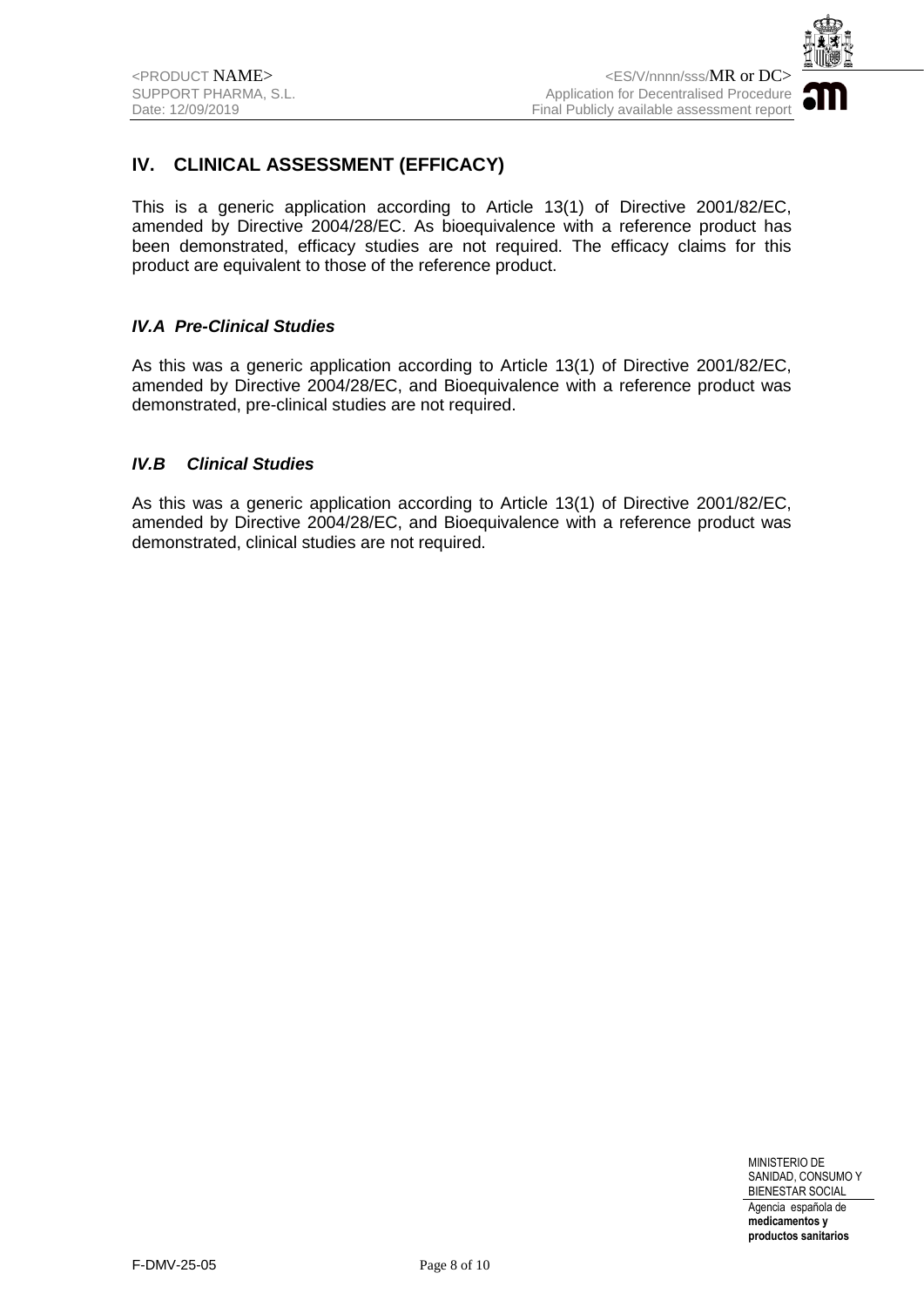## IV. CLINICAL ASSESSMENT (EFFICACY)

This is a generic application according to Article 13(1) of Directive 2001/82/EC, amended by Directive 2004/28/EC. As bioequivalence with a reference product has been demonstrated, efficacy studies are not required. The efficacy claims for this product are equivalent to those of the reference product.

### *IV.A Pre-Clinical Studies*

As this was a generic application according to Article 13(1) of Directive 2001/82/EC, amended by Directive 2004/28/EC, and Bioequivalence with a reference product was demonstrated, pre-clinical studies are not required.

### *IV.B Clinical Studies*

As this was a generic application according to Article 13(1) of Directive 2001/82/EC, amended by Directive 2004/28/EC, and Bioequivalence with a reference product was demonstrated, clinical studies are not required.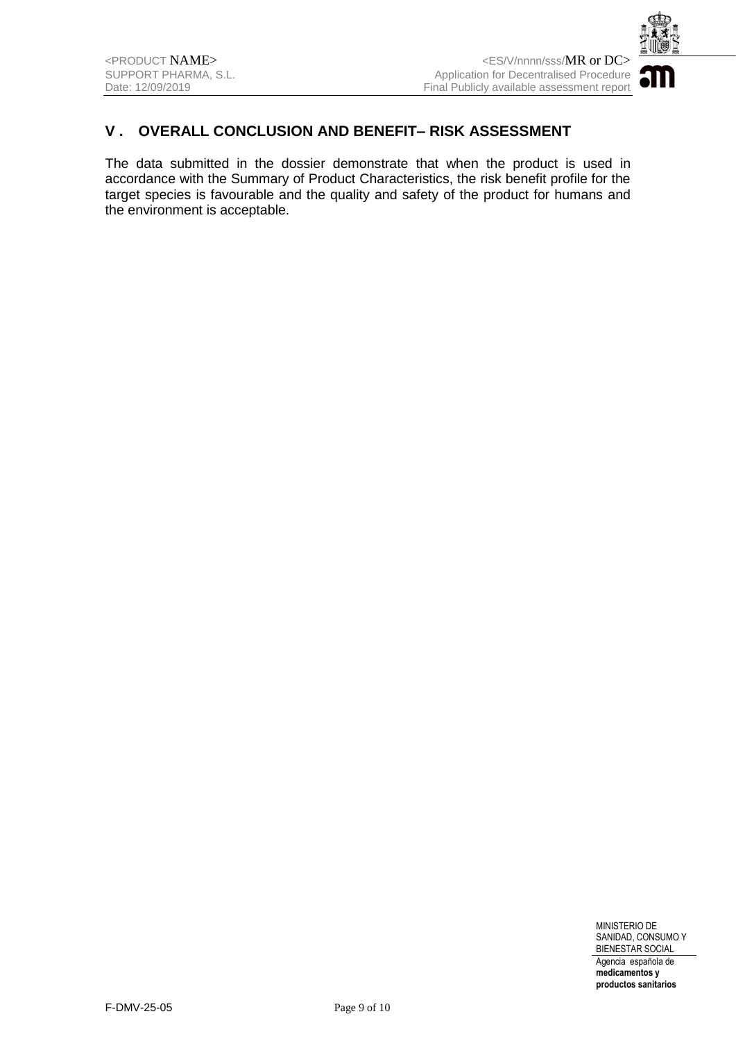## V . OVERALL CONCLUSION AND BENEFIT– RISK ASSESSMENT

The data submitted in the dossier demonstrate that when the product is used in accordance with the Summary of Product Characteristics, the risk benefit profile for the target species is favourable and the quality and safety of the product for humans and the environment is acceptable.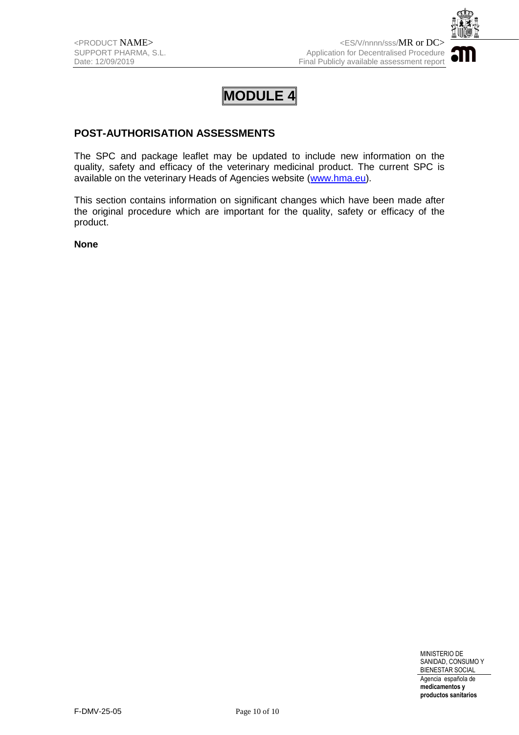# MODULE 4

## POST-AUTHORISATION ASSESSMENTS

The SPC and package leaflet may be updated to include new information on the quality, safety and efficacy of the veterinary medicinal product. The current SPC is available on the veterinary Heads of Agencies website (www.hma.eu).

This section contains information on significant changes which have been made after the original procedure which are important for the quality, safety or efficacy of the product.

**None**